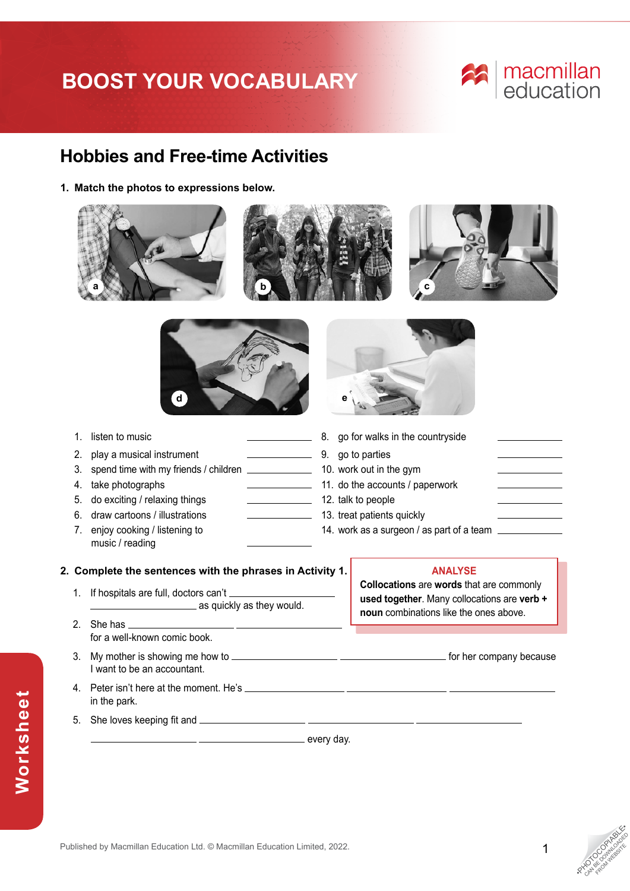# BOOST YOUR VOCABULARY

## Hobbies and Free-time Activities

**1. Match the photos to expressions below.**

a b c d e

1. listen to music \_\_\_\_\_\_\_\_\_\_
2. play a musical instrument \_\_\_\_\_\_\_\_\_\_
3. spend time with my friends / children \_\_\_\_\_\_\_\_\_\_
4. take photographs \_\_\_\_\_\_\_\_\_\_
5. do exciting / relaxing things \_\_\_\_\_\_\_\_\_\_
6. draw cartoons / illustrations \_\_\_\_\_\_\_\_\_\_
7. enjoy cooking / listening to music / reading \_\_\_\_\_\_\_\_\_\_
8. go for walks in the countryside \_\_\_\_\_\_\_\_\_\_
9. go to parties \_\_\_\_\_\_\_\_\_\_
10. work out in the gym \_\_\_\_\_\_\_\_\_\_
11. do the accounts / paperwork \_\_\_\_\_\_\_\_\_\_
12. talk to people \_\_\_\_\_\_\_\_\_\_
13. treat patients quickly \_\_\_\_\_\_\_\_\_\_
14. work as a surgeon / as part of a team \_\_\_\_\_\_\_\_\_\_

**2. Complete the sentences with the phrases in Activity 1.**

1. If hospitals are full, doctors can't \_\_\_\_\_\_\_\_\_\_ \_\_\_\_\_\_\_\_\_\_ as quickly as they would.
2. She has \_\_\_\_\_\_\_\_\_\_ \_\_\_\_\_\_\_\_\_\_ for a well-known comic book.
3. My mother is showing me how to \_\_\_\_\_\_\_\_\_\_ \_\_\_\_\_\_\_\_\_\_ for her company because I want to be an accountant.
4. Peter isn't here at the moment. He's \_\_\_\_\_\_\_\_\_\_ \_\_\_\_\_\_\_\_\_\_ \_\_\_\_\_\_\_\_\_\_ in the park.
5. She loves keeping fit and \_\_\_\_\_\_\_\_\_\_ \_\_\_\_\_\_\_\_\_\_ \_\_\_\_\_\_\_\_\_\_ \_\_\_\_\_\_\_\_\_\_ \_\_\_\_\_\_\_\_\_\_ every day.

> **ANALYSE**
>
> **Collocations** are **words** that are commonly **used together**. Many collocations are **verb + noun** combinations like the ones above.

Published by Macmillan Education Ltd. © Macmillan Education Limited, 2022.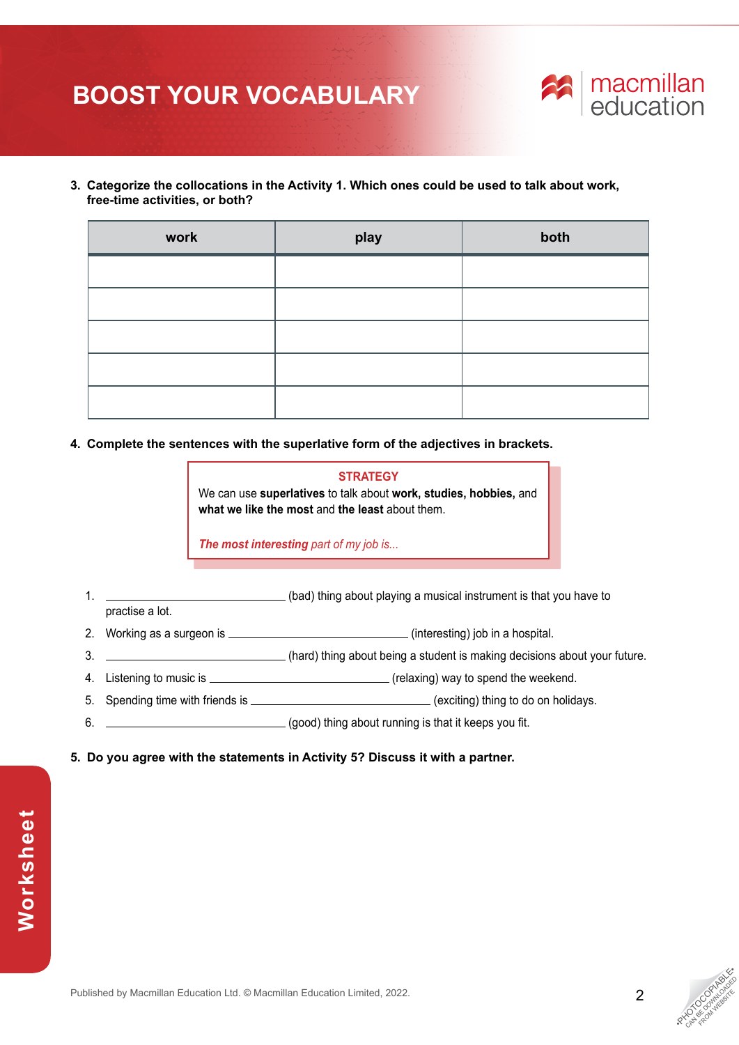# BOOST YOUR VOCABULARY

**3. Categorize the collocations in the Activity 1. Which ones could be used to talk about work, free-time activities, or both?**

| work | play | both |
|---|---|---|
| | | |
| | | |
| | | |
| | | |
| | | |

**4. Complete the sentences with the superlative form of the adjectives in brackets.**

> **STRATEGY**
> We can use **superlatives** to talk about **work, studies, hobbies,** and **what we like the most** and **the least** about them.
>
> ***The most interesting*** *part of my job is...*

1. ______________________ (bad) thing about playing a musical instrument is that you have to practise a lot.
2. Working as a surgeon is ______________________ (interesting) job in a hospital.
3. ______________________ (hard) thing about being a student is making decisions about your future.
4. Listening to music is ______________________ (relaxing) way to spend the weekend.
5. Spending time with friends is ______________________ (exciting) thing to do on holidays.
6. ______________________ (good) thing about running is that it keeps you fit.

**5. Do you agree with the statements in Activity 5? Discuss it with a partner.**

Published by Macmillan Education Ltd. © Macmillan Education Limited, 2022.